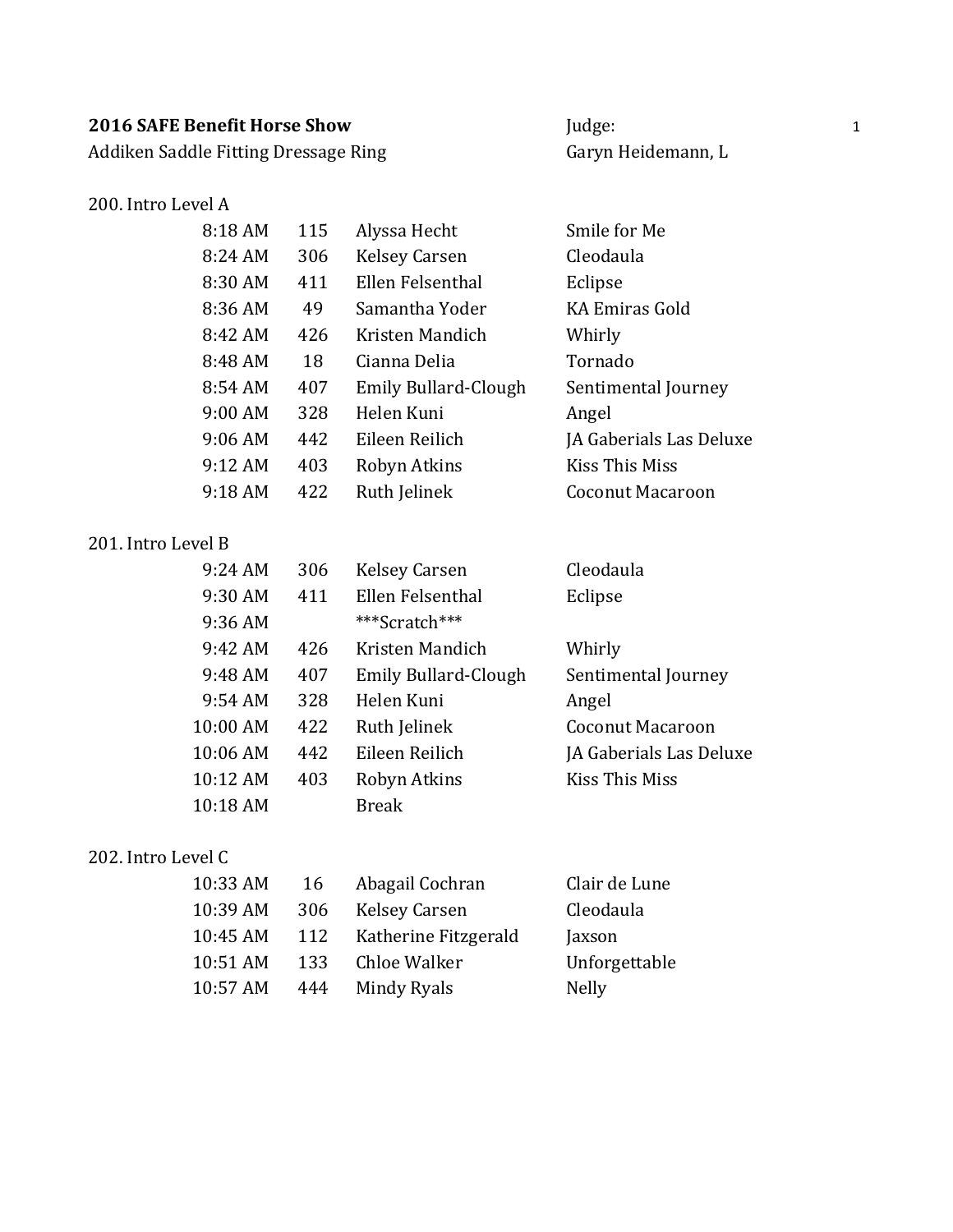**2016 SAFE Benefit Horse Show**
Addiken Saddle Fitting Dressage Ring

Judge:
Garyn Heidemann, L

200. Intro Level A

| Time | No. | Rider | Horse |
|---|---|---|---|
| 8:18 AM | 115 | Alyssa Hecht | Smile for Me |
| 8:24 AM | 306 | Kelsey Carsen | Cleodaula |
| 8:30 AM | 411 | Ellen Felsenthal | Eclipse |
| 8:36 AM | 49 | Samantha Yoder | KA Emiras Gold |
| 8:42 AM | 426 | Kristen Mandich | Whirly |
| 8:48 AM | 18 | Cianna Delia | Tornado |
| 8:54 AM | 407 | Emily Bullard-Clough | Sentimental Journey |
| 9:00 AM | 328 | Helen Kuni | Angel |
| 9:06 AM | 442 | Eileen Reilich | JA Gaberials Las Deluxe |
| 9:12 AM | 403 | Robyn Atkins | Kiss This Miss |
| 9:18 AM | 422 | Ruth Jelinek | Coconut Macaroon |

201. Intro Level B

| Time | No. | Rider | Horse |
|---|---|---|---|
| 9:24 AM | 306 | Kelsey Carsen | Cleodaula |
| 9:30 AM | 411 | Ellen Felsenthal | Eclipse |
| 9:36 AM | | ***Scratch*** | |
| 9:42 AM | 426 | Kristen Mandich | Whirly |
| 9:48 AM | 407 | Emily Bullard-Clough | Sentimental Journey |
| 9:54 AM | 328 | Helen Kuni | Angel |
| 10:00 AM | 422 | Ruth Jelinek | Coconut Macaroon |
| 10:06 AM | 442 | Eileen Reilich | JA Gaberials Las Deluxe |
| 10:12 AM | 403 | Robyn Atkins | Kiss This Miss |
| 10:18 AM | | Break | |

202. Intro Level C

| Time | No. | Rider | Horse |
|---|---|---|---|
| 10:33 AM | 16 | Abagail Cochran | Clair de Lune |
| 10:39 AM | 306 | Kelsey Carsen | Cleodaula |
| 10:45 AM | 112 | Katherine Fitzgerald | Jaxson |
| 10:51 AM | 133 | Chloe Walker | Unforgettable |
| 10:57 AM | 444 | Mindy Ryals | Nelly |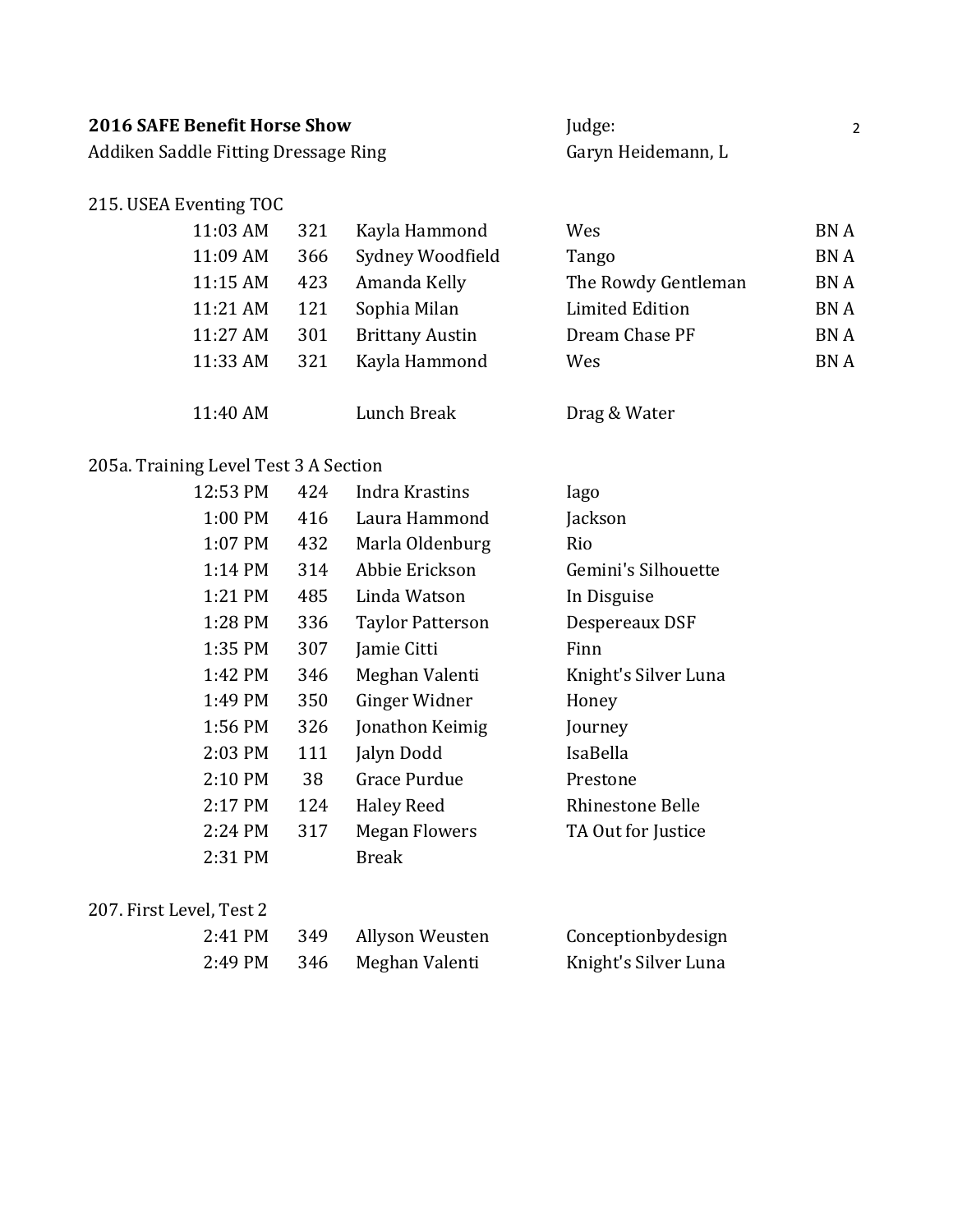**2016 SAFE Benefit Horse Show**
Addiken Saddle Fitting Dressage Ring

Judge:
Garyn Heidemann, L

215. USEA Eventing TOC

| Time | No. | Rider | Horse | Division |
|---|---|---|---|---|
| 11:03 AM | 321 | Kayla Hammond | Wes | BN A |
| 11:09 AM | 366 | Sydney Woodfield | Tango | BN A |
| 11:15 AM | 423 | Amanda Kelly | The Rowdy Gentleman | BN A |
| 11:21 AM | 121 | Sophia Milan | Limited Edition | BN A |
| 11:27 AM | 301 | Brittany Austin | Dream Chase PF | BN A |
| 11:33 AM | 321 | Kayla Hammond | Wes | BN A |
| 11:40 AM | | Lunch Break | Drag & Water | |

205a. Training Level Test 3 A Section

| Time | No. | Rider | Horse |
|---|---|---|---|
| 12:53 PM | 424 | Indra Krastins | Iago |
| 1:00 PM | 416 | Laura Hammond | Jackson |
| 1:07 PM | 432 | Marla Oldenburg | Rio |
| 1:14 PM | 314 | Abbie Erickson | Gemini's Silhouette |
| 1:21 PM | 485 | Linda Watson | In Disguise |
| 1:28 PM | 336 | Taylor Patterson | Despereaux DSF |
| 1:35 PM | 307 | Jamie Citti | Finn |
| 1:42 PM | 346 | Meghan Valenti | Knight's Silver Luna |
| 1:49 PM | 350 | Ginger Widner | Honey |
| 1:56 PM | 326 | Jonathon Keimig | Journey |
| 2:03 PM | 111 | Jalyn Dodd | IsaBella |
| 2:10 PM | 38 | Grace Purdue | Prestone |
| 2:17 PM | 124 | Haley Reed | Rhinestone Belle |
| 2:24 PM | 317 | Megan Flowers | TA Out for Justice |
| 2:31 PM | | Break | |

207. First Level, Test 2

| Time | No. | Rider | Horse |
|---|---|---|---|
| 2:41 PM | 349 | Allyson Weusten | Conceptionbydesign |
| 2:49 PM | 346 | Meghan Valenti | Knight's Silver Luna |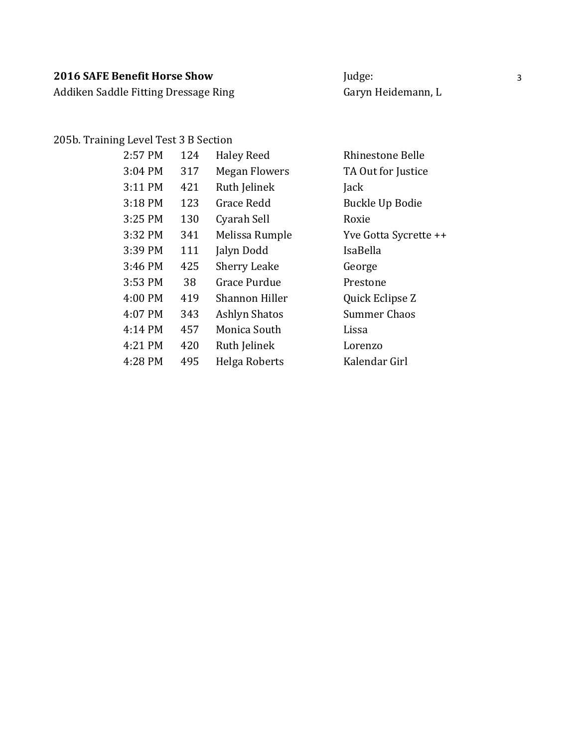**2016 SAFE Benefit Horse Show**
Addiken Saddle Fitting Dressage Ring

Judge:
Garyn Heidemann, L

205b. Training Level Test 3 B Section

| Time | No. | Rider | Horse |
|---|---|---|---|
| 2:57 PM | 124 | Haley Reed | Rhinestone Belle |
| 3:04 PM | 317 | Megan Flowers | TA Out for Justice |
| 3:11 PM | 421 | Ruth Jelinek | Jack |
| 3:18 PM | 123 | Grace Redd | Buckle Up Bodie |
| 3:25 PM | 130 | Cyarah Sell | Roxie |
| 3:32 PM | 341 | Melissa Rumple | Yve Gotta Sycrette ++ |
| 3:39 PM | 111 | Jalyn Dodd | IsaBella |
| 3:46 PM | 425 | Sherry Leake | George |
| 3:53 PM | 38 | Grace Purdue | Prestone |
| 4:00 PM | 419 | Shannon Hiller | Quick Eclipse Z |
| 4:07 PM | 343 | Ashlyn Shatos | Summer Chaos |
| 4:14 PM | 457 | Monica South | Lissa |
| 4:21 PM | 420 | Ruth Jelinek | Lorenzo |
| 4:28 PM | 495 | Helga Roberts | Kalendar Girl |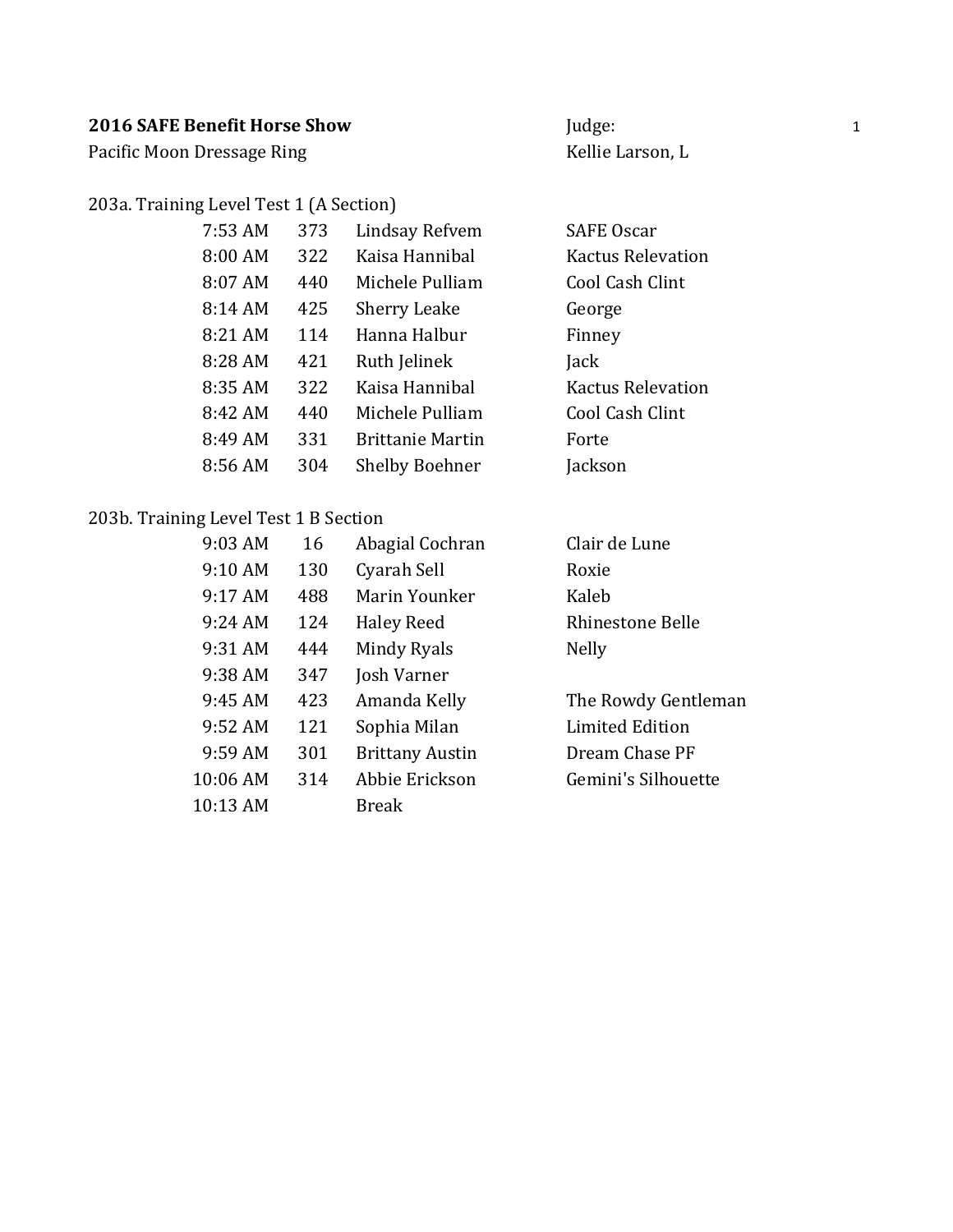**2016 SAFE Benefit Horse Show**

Pacific Moon Dressage Ring

Judge:

Kellie Larson, L

203a. Training Level Test 1 (A Section)

| Time | No. | Rider | Horse |
|---|---|---|---|
| 7:53 AM | 373 | Lindsay Refvem | SAFE Oscar |
| 8:00 AM | 322 | Kaisa Hannibal | Kactus Relevation |
| 8:07 AM | 440 | Michele Pulliam | Cool Cash Clint |
| 8:14 AM | 425 | Sherry Leake | George |
| 8:21 AM | 114 | Hanna Halbur | Finney |
| 8:28 AM | 421 | Ruth Jelinek | Jack |
| 8:35 AM | 322 | Kaisa Hannibal | Kactus Relevation |
| 8:42 AM | 440 | Michele Pulliam | Cool Cash Clint |
| 8:49 AM | 331 | Brittanie Martin | Forte |
| 8:56 AM | 304 | Shelby Boehner | Jackson |

203b. Training Level Test 1 B Section

| Time | No. | Rider | Horse |
|---|---|---|---|
| 9:03 AM | 16 | Abagial Cochran | Clair de Lune |
| 9:10 AM | 130 | Cyarah Sell | Roxie |
| 9:17 AM | 488 | Marin Younker | Kaleb |
| 9:24 AM | 124 | Haley Reed | Rhinestone Belle |
| 9:31 AM | 444 | Mindy Ryals | Nelly |
| 9:38 AM | 347 | Josh Varner | |
| 9:45 AM | 423 | Amanda Kelly | The Rowdy Gentleman |
| 9:52 AM | 121 | Sophia Milan | Limited Edition |
| 9:59 AM | 301 | Brittany Austin | Dream Chase PF |
| 10:06 AM | 314 | Abbie Erickson | Gemini's Silhouette |
| 10:13 AM | | Break | |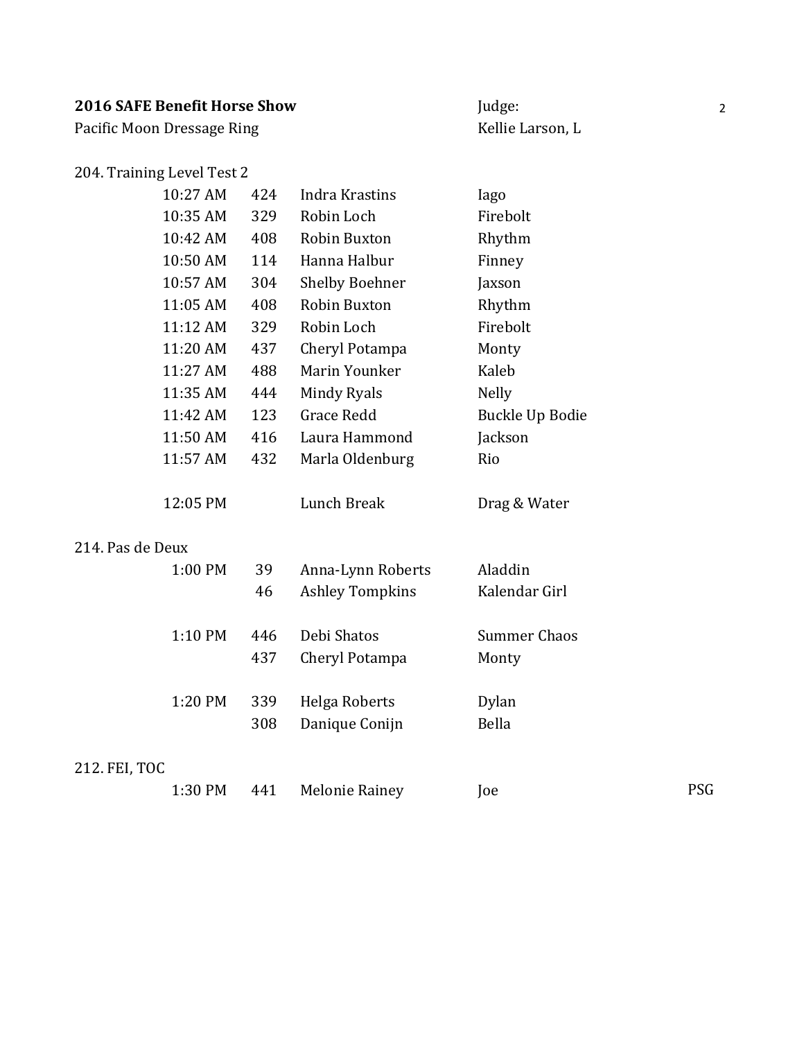**2016 SAFE Benefit Horse Show**
Pacific Moon Dressage Ring

Judge:
Kellie Larson, L

204. Training Level Test 2

| Time | No. | Rider | Horse | |
|---|---|---|---|---|
| 10:27 AM | 424 | Indra Krastins | Iago | |
| 10:35 AM | 329 | Robin Loch | Firebolt | |
| 10:42 AM | 408 | Robin Buxton | Rhythm | |
| 10:50 AM | 114 | Hanna Halbur | Finney | |
| 10:57 AM | 304 | Shelby Boehner | Jaxson | |
| 11:05 AM | 408 | Robin Buxton | Rhythm | |
| 11:12 AM | 329 | Robin Loch | Firebolt | |
| 11:20 AM | 437 | Cheryl Potampa | Monty | |
| 11:27 AM | 488 | Marin Younker | Kaleb | |
| 11:35 AM | 444 | Mindy Ryals | Nelly | |
| 11:42 AM | 123 | Grace Redd | Buckle Up Bodie | |
| 11:50 AM | 416 | Laura Hammond | Jackson | |
| 11:57 AM | 432 | Marla Oldenburg | Rio | |
| 12:05 PM | | Lunch Break | Drag & Water | |

214. Pas de Deux

| Time | No. | Rider | Horse | |
|---|---|---|---|---|
| 1:00 PM | 39 | Anna-Lynn Roberts | Aladdin | |
| | 46 | Ashley Tompkins | Kalendar Girl | |
| 1:10 PM | 446 | Debi Shatos | Summer Chaos | |
| | 437 | Cheryl Potampa | Monty | |
| 1:20 PM | 339 | Helga Roberts | Dylan | |
| | 308 | Danique Conijn | Bella | |

212. FEI, TOC

| Time | No. | Rider | Horse | |
|---|---|---|---|---|
| 1:30 PM | 441 | Melonie Rainey | Joe | PSG |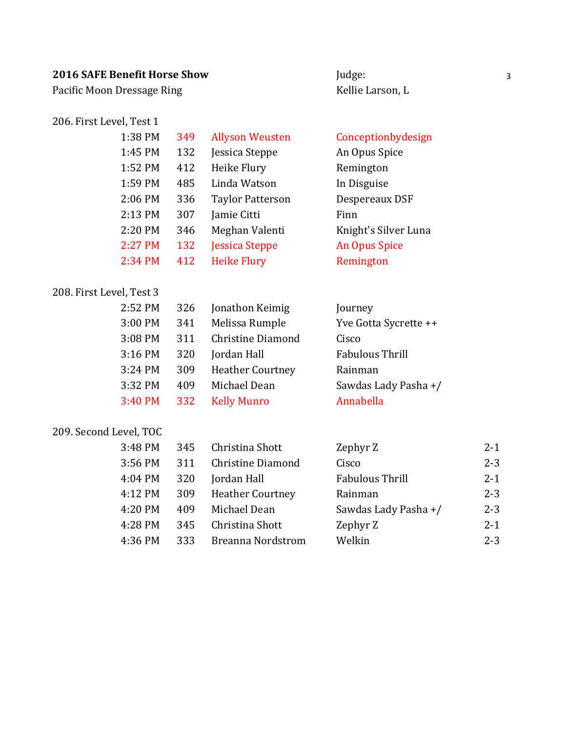**2016 SAFE Benefit Horse Show**

Pacific Moon Dressage Ring

Judge:
Kellie Larson, L

206. First Level, Test 1

| | | | |
|---|---|---|---|
| 1:38 PM | 349 | Allyson Weusten | Conceptionbydesign |
| 1:45 PM | 132 | Jessica Steppe | An Opus Spice |
| 1:52 PM | 412 | Heike Flury | Remington |
| 1:59 PM | 485 | Linda Watson | In Disguise |
| 2:06 PM | 336 | Taylor Patterson | Despereaux DSF |
| 2:13 PM | 307 | Jamie Citti | Finn |
| 2:20 PM | 346 | Meghan Valenti | Knight's Silver Luna |
| 2:27 PM | 132 | Jessica Steppe | An Opus Spice |
| 2:34 PM | 412 | Heike Flury | Remington |

208. First Level, Test 3

| | | | |
|---|---|---|---|
| 2:52 PM | 326 | Jonathon Keimig | Journey |
| 3:00 PM | 341 | Melissa Rumple | Yve Gotta Sycrette ++ |
| 3:08 PM | 311 | Christine Diamond | Cisco |
| 3:16 PM | 320 | Jordan Hall | Fabulous Thrill |
| 3:24 PM | 309 | Heather Courtney | Rainman |
| 3:32 PM | 409 | Michael Dean | Sawdas Lady Pasha +/ |
| 3:40 PM | 332 | Kelly Munro | Annabella |

209. Second Level, TOC

| | | | | |
|---|---|---|---|---|
| 3:48 PM | 345 | Christina Shott | Zephyr Z | 2-1 |
| 3:56 PM | 311 | Christine Diamond | Cisco | 2-3 |
| 4:04 PM | 320 | Jordan Hall | Fabulous Thrill | 2-1 |
| 4:12 PM | 309 | Heather Courtney | Rainman | 2-3 |
| 4:20 PM | 409 | Michael Dean | Sawdas Lady Pasha +/ | 2-3 |
| 4:28 PM | 345 | Christina Shott | Zephyr Z | 2-1 |
| 4:36 PM | 333 | Breanna Nordstrom | Welkin | 2-3 |